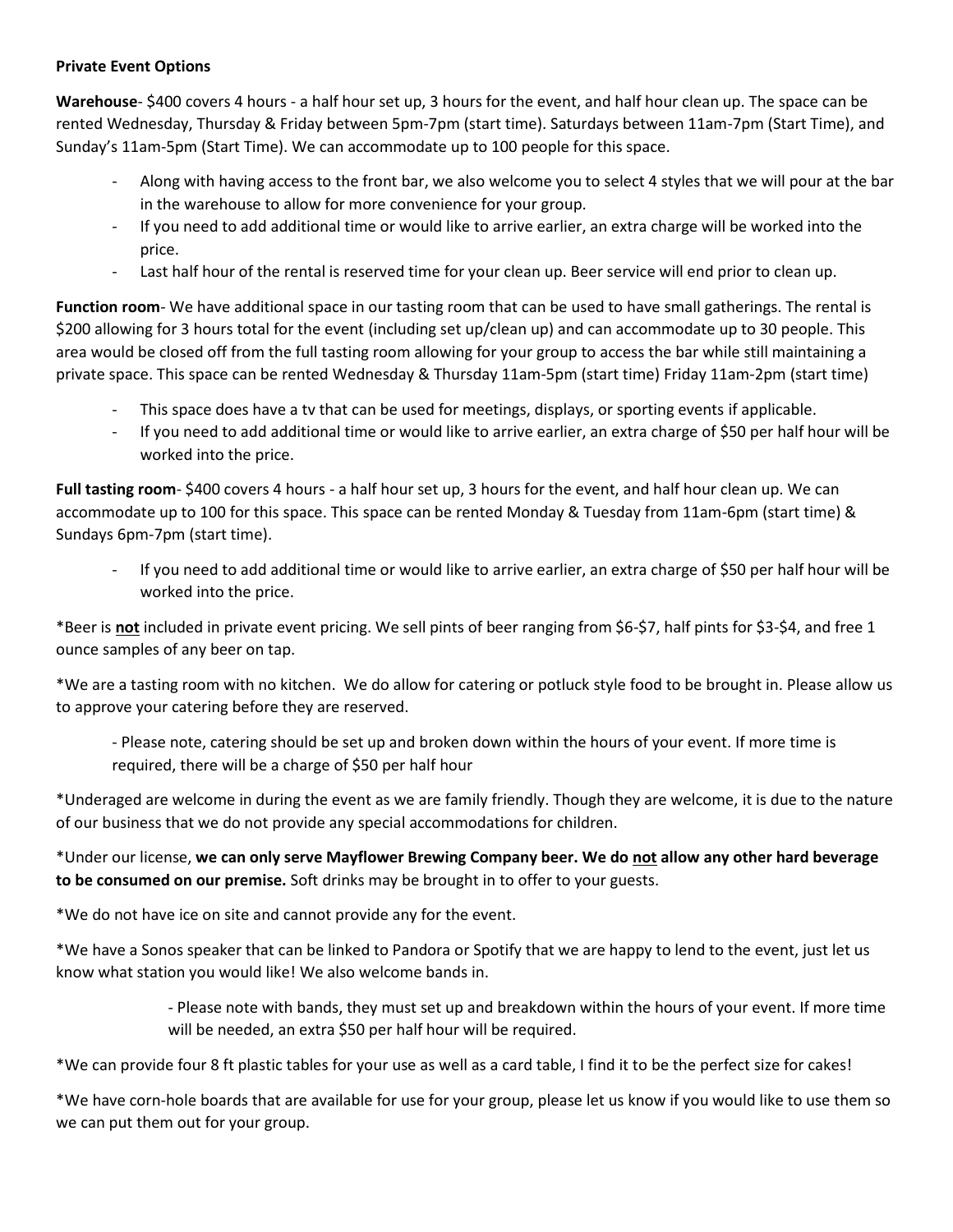**Private Event Options**

**Warehouse**- $400 covers 4 hours - a half hour set up, 3 hours for the event, and half hour clean up. The space can be rented Wednesday, Thursday & Friday between 5pm-7pm (start time). Saturdays between 11am-7pm (Start Time), and Sunday's 11am-5pm (Start Time). We can accommodate up to 100 people for this space.

- Along with having access to the front bar, we also welcome you to select 4 styles that we will pour at the bar in the warehouse to allow for more convenience for your group.
- If you need to add additional time or would like to arrive earlier, an extra charge will be worked into the price.
- Last half hour of the rental is reserved time for your clean up. Beer service will end prior to clean up.

**Function room**- We have additional space in our tasting room that can be used to have small gatherings. The rental is $200 allowing for 3 hours total for the event (including set up/clean up) and can accommodate up to 30 people. This area would be closed off from the full tasting room allowing for your group to access the bar while still maintaining a private space. This space can be rented Wednesday & Thursday 11am-5pm (start time) Friday 11am-2pm (start time)

- This space does have a tv that can be used for meetings, displays, or sporting events if applicable.
- If you need to add additional time or would like to arrive earlier, an extra charge of $50 per half hour will be worked into the price.

**Full tasting room**- $400 covers 4 hours - a half hour set up, 3 hours for the event, and half hour clean up. We can accommodate up to 100 for this space. This space can be rented Monday & Tuesday from 11am-6pm (start time) & Sundays 6pm-7pm (start time).

- If you need to add additional time or would like to arrive earlier, an extra charge of $50 per half hour will be worked into the price.

*Beer is **not** included in private event pricing. We sell pints of beer ranging from $6-$7, half pints for $3-$4, and free 1 ounce samples of any beer on tap.

*We are a tasting room with no kitchen. We do allow for catering or potluck style food to be brought in. Please allow us to approve your catering before they are reserved.

- Please note, catering should be set up and broken down within the hours of your event. If more time is required, there will be a charge of $50 per half hour

*Underaged are welcome in during the event as we are family friendly. Though they are welcome, it is due to the nature of our business that we do not provide any special accommodations for children.

*Under our license, **we can only serve Mayflower Brewing Company beer. We do not allow any other hard beverage to be consumed on our premise.** Soft drinks may be brought in to offer to your guests.

*We do not have ice on site and cannot provide any for the event.

*We have a Sonos speaker that can be linked to Pandora or Spotify that we are happy to lend to the event, just let us know what station you would like! We also welcome bands in.

- Please note with bands, they must set up and breakdown within the hours of your event. If more time will be needed, an extra $50 per half hour will be required.

*We can provide four 8 ft plastic tables for your use as well as a card table, I find it to be the perfect size for cakes!

*We have corn-hole boards that are available for use for your group, please let us know if you would like to use them so we can put them out for your group.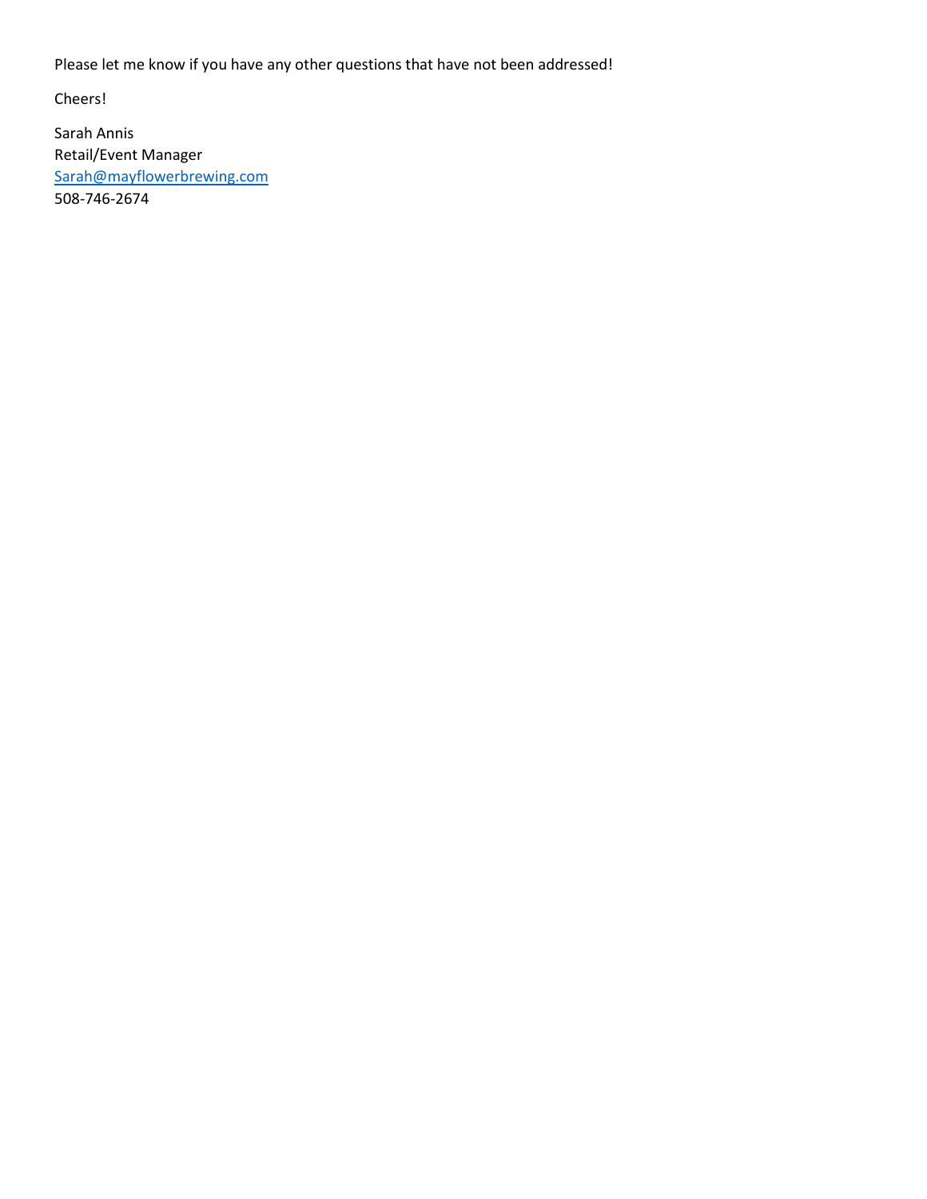Please let me know if you have any other questions that have not been addressed!

Cheers!

Sarah Annis
Retail/Event Manager
Sarah@mayflowerbrewing.com
508-746-2674